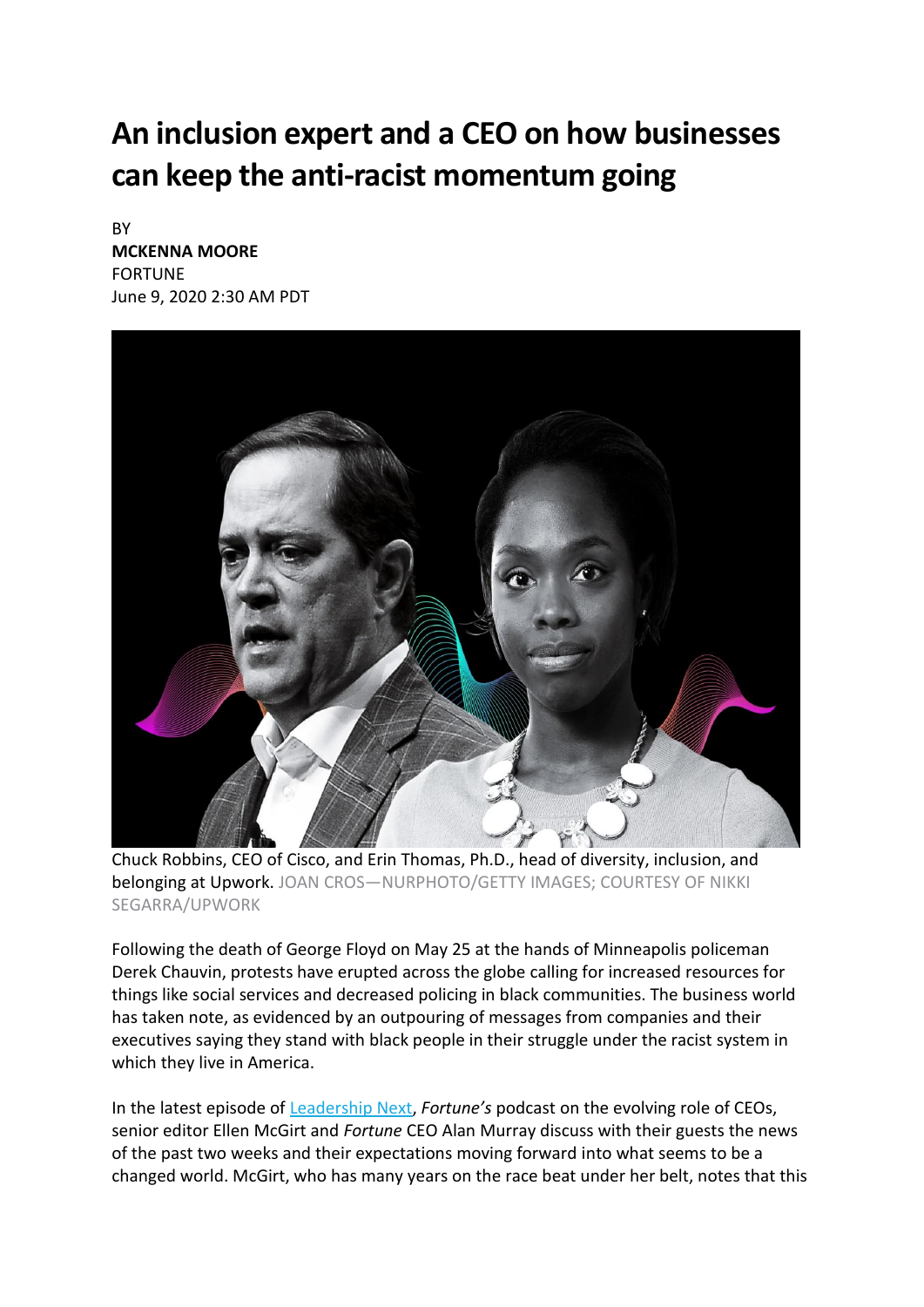# An inclusion expert and a CEO on how businesses can keep the anti-racist momentum going

BY
**MCKENNA MOORE**
FORTUNE
June 9, 2020 2:30 AM PDT

Chuck Robbins, CEO of Cisco, and Erin Thomas, Ph.D., head of diversity, inclusion, and belonging at Upwork. JOAN CROS—NURPHOTO/GETTY IMAGES; COURTESY OF NIKKI SEGARRA/UPWORK

Following the death of George Floyd on May 25 at the hands of Minneapolis policeman Derek Chauvin, protests have erupted across the globe calling for increased resources for things like social services and decreased policing in black communities. The business world has taken note, as evidenced by an outpouring of messages from companies and their executives saying they stand with black people in their struggle under the racist system in which they live in America.

In the latest episode of Leadership Next, *Fortune's* podcast on the evolving role of CEOs, senior editor Ellen McGirt and *Fortune* CEO Alan Murray discuss with their guests the news of the past two weeks and their expectations moving forward into what seems to be a changed world. McGirt, who has many years on the race beat under her belt, notes that this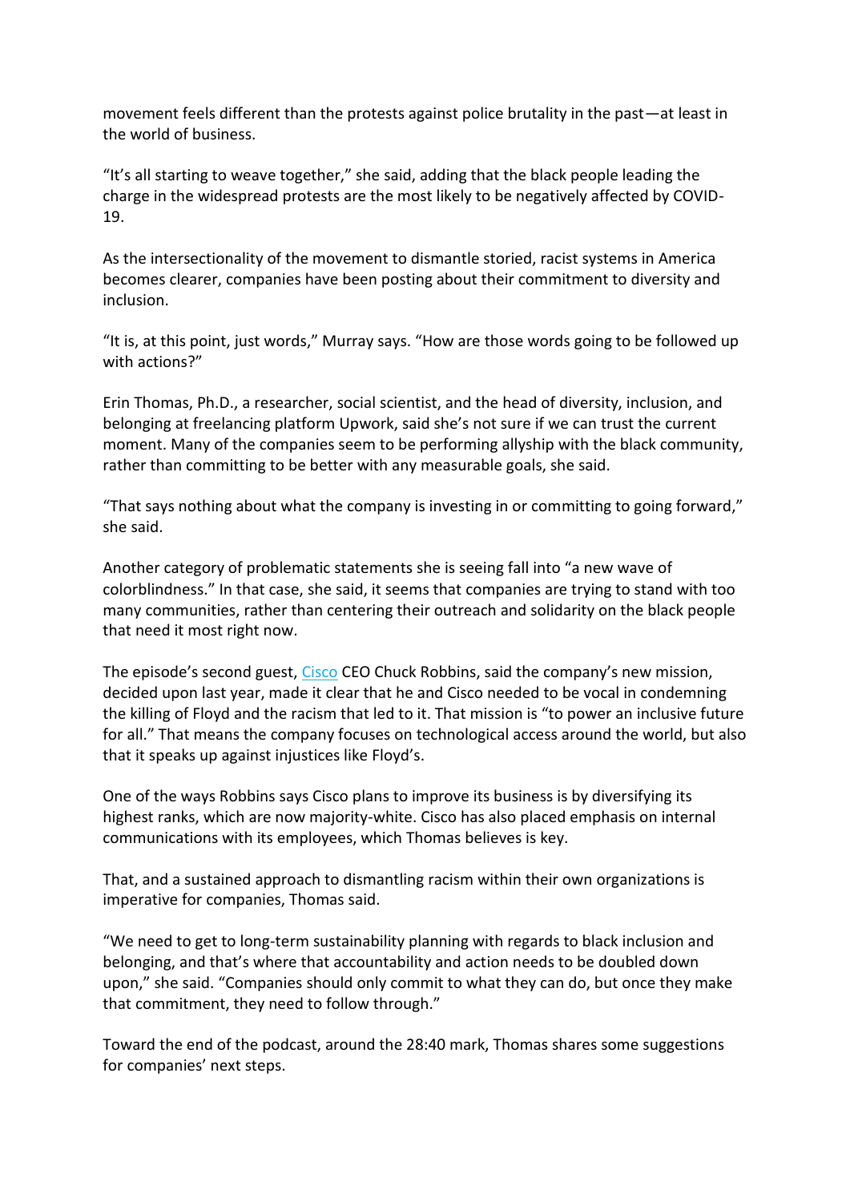movement feels different than the protests against police brutality in the past—at least in the world of business.

"It's all starting to weave together," she said, adding that the black people leading the charge in the widespread protests are the most likely to be negatively affected by COVID-19.

As the intersectionality of the movement to dismantle storied, racist systems in America becomes clearer, companies have been posting about their commitment to diversity and inclusion.

"It is, at this point, just words," Murray says. "How are those words going to be followed up with actions?"

Erin Thomas, Ph.D., a researcher, social scientist, and the head of diversity, inclusion, and belonging at freelancing platform Upwork, said she's not sure if we can trust the current moment. Many of the companies seem to be performing allyship with the black community, rather than committing to be better with any measurable goals, she said.

"That says nothing about what the company is investing in or committing to going forward," she said.

Another category of problematic statements she is seeing fall into "a new wave of colorblindness." In that case, she said, it seems that companies are trying to stand with too many communities, rather than centering their outreach and solidarity on the black people that need it most right now.

The episode's second guest, Cisco CEO Chuck Robbins, said the company's new mission, decided upon last year, made it clear that he and Cisco needed to be vocal in condemning the killing of Floyd and the racism that led to it. That mission is "to power an inclusive future for all." That means the company focuses on technological access around the world, but also that it speaks up against injustices like Floyd's.

One of the ways Robbins says Cisco plans to improve its business is by diversifying its highest ranks, which are now majority-white. Cisco has also placed emphasis on internal communications with its employees, which Thomas believes is key.

That, and a sustained approach to dismantling racism within their own organizations is imperative for companies, Thomas said.

"We need to get to long-term sustainability planning with regards to black inclusion and belonging, and that's where that accountability and action needs to be doubled down upon," she said. "Companies should only commit to what they can do, but once they make that commitment, they need to follow through."

Toward the end of the podcast, around the 28:40 mark, Thomas shares some suggestions for companies' next steps.